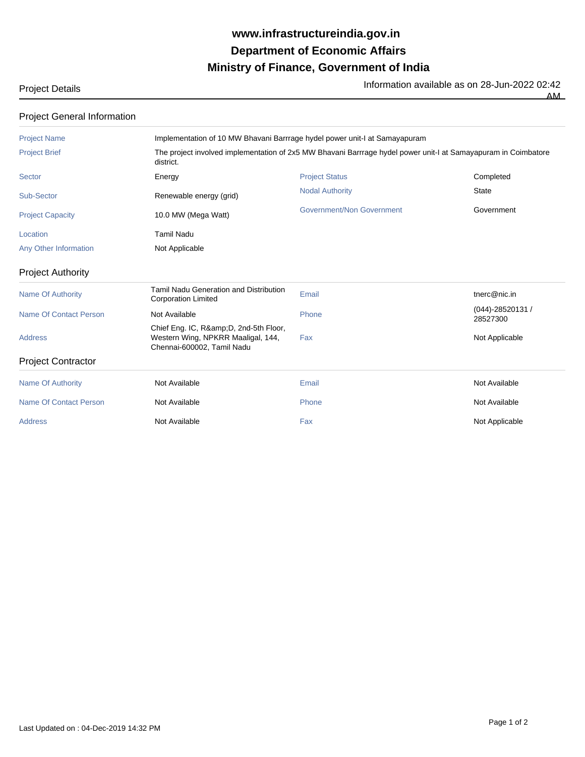# www.infrastructureindia.gov.in
# Department of Economic Affairs
# Ministry of Finance, Government of India

Project Details

Information available as on 28-Jun-2022 02:42 AM

## Project General Information

| | | | |
|---|---|---|---|
| Project Name | Implementation of 10 MW Bhavani Barrrage hydel power unit-I at Samayapuram | | |
| Project Brief | The project involved implementation of 2x5 MW Bhavani Barrrage hydel power unit-I at Samayapuram in Coimbatore district. | | |
| Sector | Energy | Project Status | Completed |
| Sub-Sector | Renewable energy (grid) | Nodal Authority | State |
| Project Capacity | 10.0 MW (Mega Watt) | Government/Non Government | Government |
| Location | Tamil Nadu | | |
| Any Other Information | Not Applicable | | |

## Project Authority

| | | | |
|---|---|---|---|
| Name Of Authority | Tamil Nadu Generation and Distribution Corporation Limited | Email | tnerc@nic.in |
| Name Of Contact Person | Not Available | Phone | (044)-28520131 / 28527300 |
| Address | Chief Eng. IC, R&amp;D, 2nd-5th Floor, Western Wing, NPKRR Maaligal, 144, Chennai-600002, Tamil Nadu | Fax | Not Applicable |

## Project Contractor

| | | | |
|---|---|---|---|
| Name Of Authority | Not Available | Email | Not Available |
| Name Of Contact Person | Not Available | Phone | Not Available |
| Address | Not Available | Fax | Not Applicable |

Last Updated on : 04-Dec-2019 14:32 PM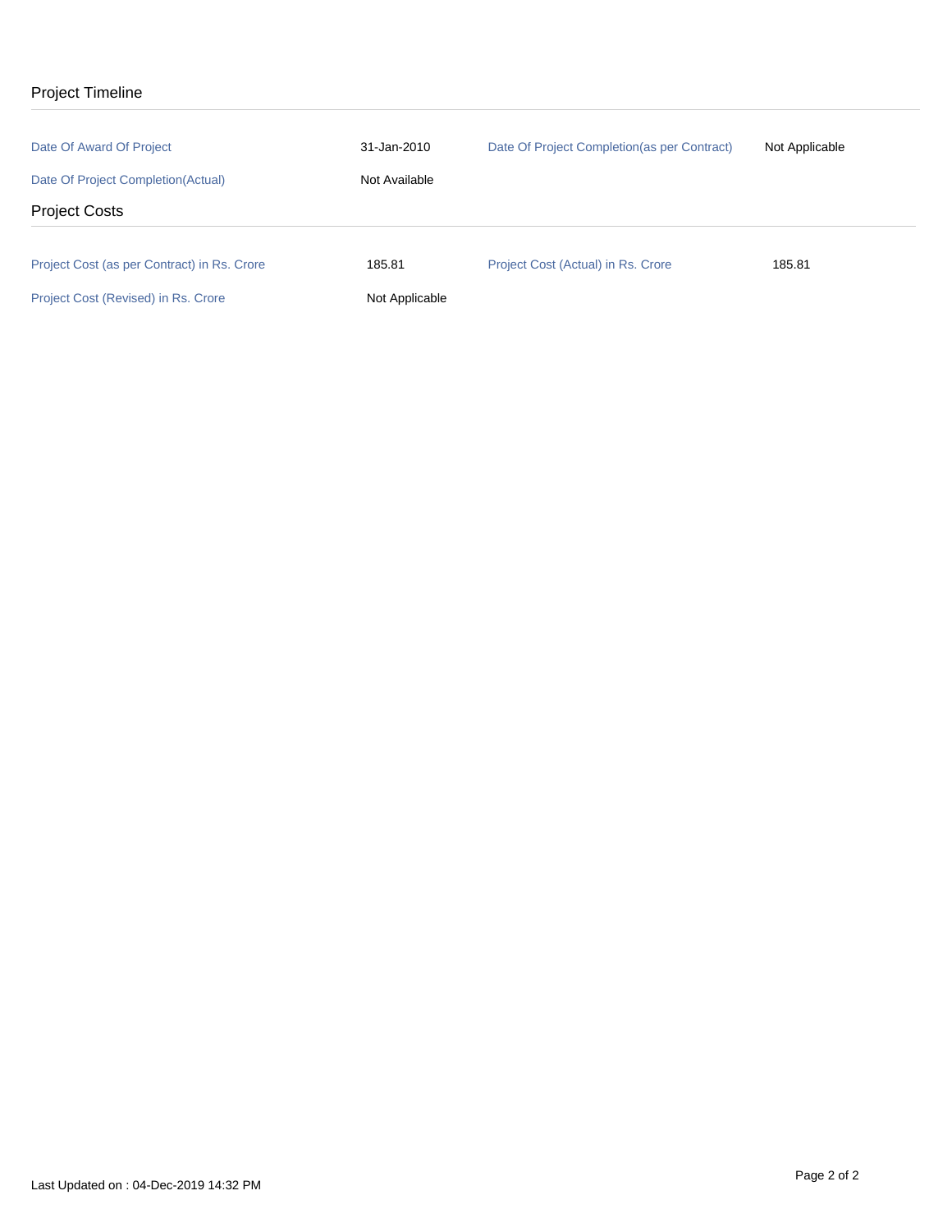## Project Timeline

| | | | |
|---|---|---|---|
| Date Of Award Of Project | 31-Jan-2010 | Date Of Project Completion(as per Contract) | Not Applicable |
| Date Of Project Completion(Actual) | Not Available | | |

## Project Costs

| | | | |
|---|---|---|---|
| Project Cost (as per Contract) in Rs. Crore | 185.81 | Project Cost (Actual) in Rs. Crore | 185.81 |
| Project Cost (Revised) in Rs. Crore | Not Applicable | | |

Last Updated on : 04-Dec-2019 14:32 PM